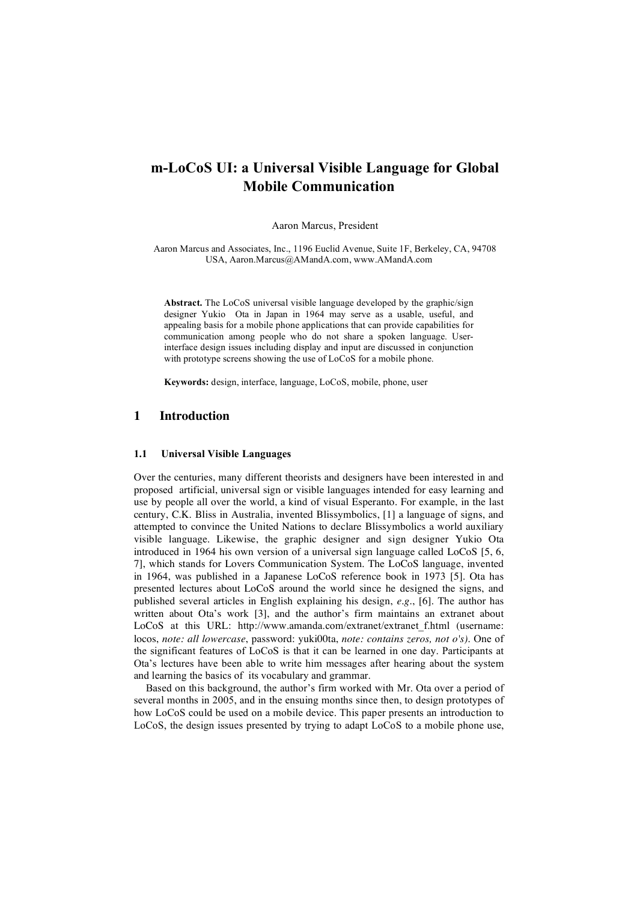# m-LoCoS UI: a Universal Visible Language for Global Mobile Communication

Aaron Marcus, President

Aaron Marcus and Associates, Inc., 1196 Euclid Avenue, Suite 1F, Berkeley, CA, 94708 USA, Aaron.Marcus@AMandA.com, www.AMandA.com

**Abstract.** The LoCoS universal visible language developed by the graphic/sign designer Yukio Ota in Japan in 1964 may serve as a usable, useful, and appealing basis for a mobile phone applications that can provide capabilities for communication among people who do not share a spoken language. User-interface design issues including display and input are discussed in conjunction with prototype screens showing the use of LoCoS for a mobile phone.

**Keywords:** design, interface, language, LoCoS, mobile, phone, user

## 1 Introduction

### 1.1 Universal Visible Languages

Over the centuries, many different theorists and designers have been interested in and proposed artificial, universal sign or visible languages intended for easy learning and use by people all over the world, a kind of visual Esperanto. For example, in the last century, C.K. Bliss in Australia, invented Blissymbolics, [1] a language of signs, and attempted to convince the United Nations to declare Blissymbolics a world auxiliary visible language. Likewise, the graphic designer and sign designer Yukio Ota introduced in 1964 his own version of a universal sign language called LoCoS [5, 6, 7], which stands for Lovers Communication System. The LoCoS language, invented in 1964, was published in a Japanese LoCoS reference book in 1973 [5]. Ota has presented lectures about LoCoS around the world since he designed the signs, and published several articles in English explaining his design, *e.g.*, [6]. The author has written about Ota's work [3], and the author's firm maintains an extranet about LoCoS at this URL: http://www.amanda.com/extranet/extranet_f.html (username: locos, *note: all lowercase*, password: yuki00ta, *note: contains zeros, not o's)*. One of the significant features of LoCoS is that it can be learned in one day. Participants at Ota's lectures have been able to write him messages after hearing about the system and learning the basics of its vocabulary and grammar.

Based on this background, the author's firm worked with Mr. Ota over a period of several months in 2005, and in the ensuing months since then, to design prototypes of how LoCoS could be used on a mobile device. This paper presents an introduction to LoCoS, the design issues presented by trying to adapt LoCoS to a mobile phone use,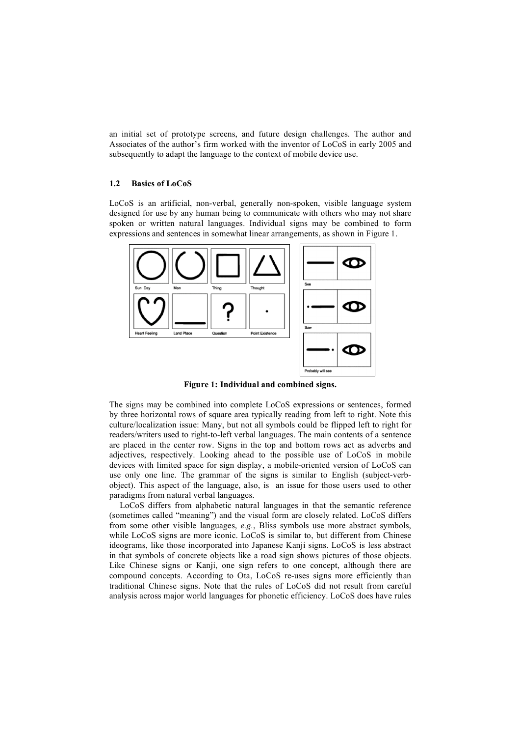an initial set of prototype screens, and future design challenges. The author and Associates of the author's firm worked with the inventor of LoCoS in early 2005 and subsequently to adapt the language to the context of mobile device use.

### 1.2 Basics of LoCoS

LoCoS is an artificial, non-verbal, generally non-spoken, visible language system designed for use by any human being to communicate with others who may not share spoken or written natural languages. Individual signs may be combined to form expressions and sentences in somewhat linear arrangements, as shown in Figure 1.

Sun Day

Man

Thing

Thought

Heart Feeling

Land Place

Question

Point Existence

See

Saw

Probably will see

**Figure 1: Individual and combined signs.**

The signs may be combined into complete LoCoS expressions or sentences, formed by three horizontal rows of square area typically reading from left to right. Note this culture/localization issue: Many, but not all symbols could be flipped left to right for readers/writers used to right-to-left verbal languages. The main contents of a sentence are placed in the center row. Signs in the top and bottom rows act as adverbs and adjectives, respectively. Looking ahead to the possible use of LoCoS in mobile devices with limited space for sign display, a mobile-oriented version of LoCoS can use only one line. The grammar of the signs is similar to English (subject-verb-object). This aspect of the language, also, is an issue for those users used to other paradigms from natural verbal languages.

LoCoS differs from alphabetic natural languages in that the semantic reference (sometimes called "meaning") and the visual form are closely related. LoCoS differs from some other visible languages, *e.g.*, Bliss symbols use more abstract symbols, while LoCoS signs are more iconic. LoCoS is similar to, but different from Chinese ideograms, like those incorporated into Japanese Kanji signs. LoCoS is less abstract in that symbols of concrete objects like a road sign shows pictures of those objects. Like Chinese signs or Kanji, one sign refers to one concept, although there are compound concepts. According to Ota, LoCoS re-uses signs more efficiently than traditional Chinese signs. Note that the rules of LoCoS did not result from careful analysis across major world languages for phonetic efficiency. LoCoS does have rules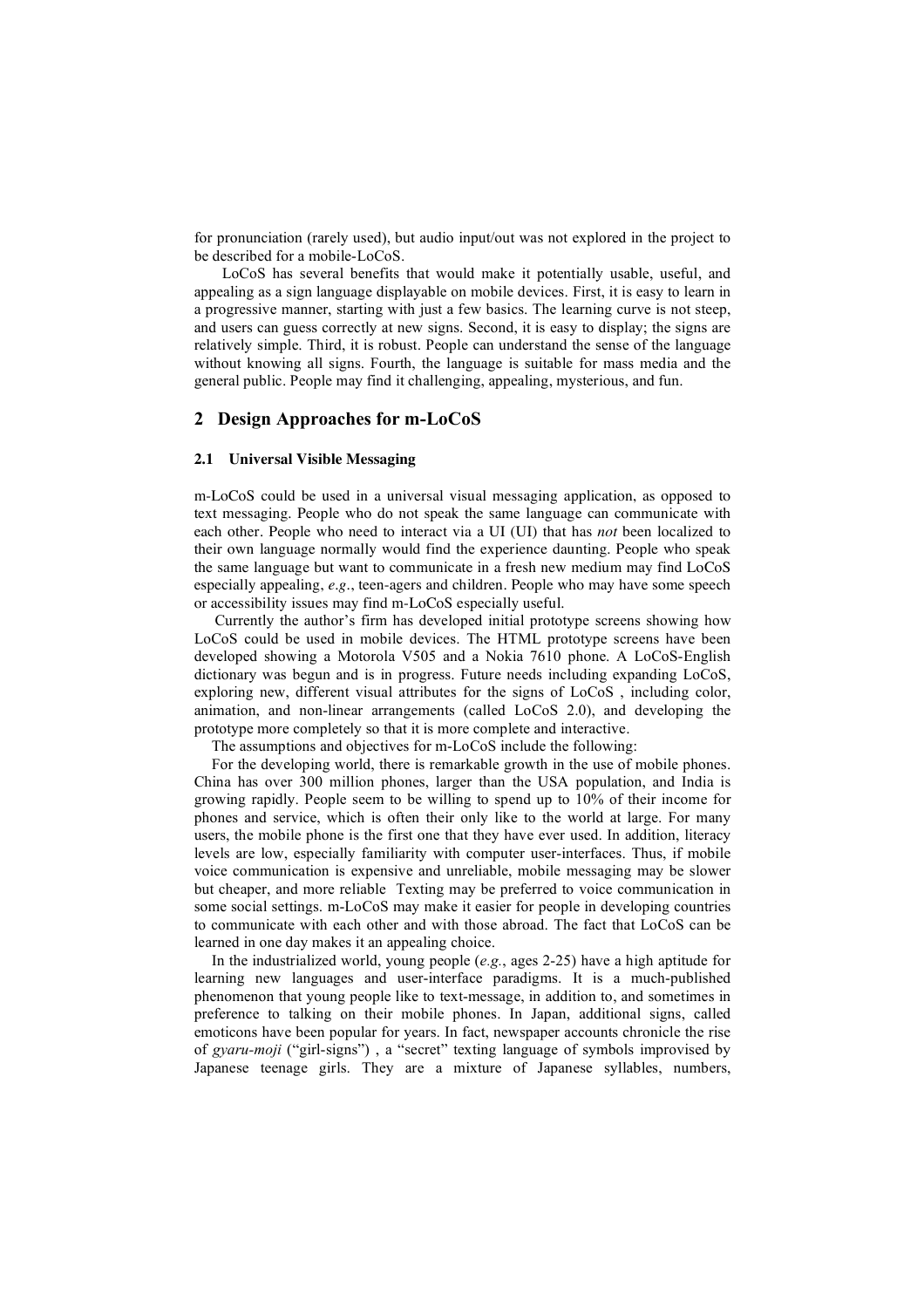for pronunciation (rarely used), but audio input/out was not explored in the project to be described for a mobile-LoCoS.

LoCoS has several benefits that would make it potentially usable, useful, and appealing as a sign language displayable on mobile devices. First, it is easy to learn in a progressive manner, starting with just a few basics. The learning curve is not steep, and users can guess correctly at new signs. Second, it is easy to display; the signs are relatively simple. Third, it is robust. People can understand the sense of the language without knowing all signs. Fourth, the language is suitable for mass media and the general public. People may find it challenging, appealing, mysterious, and fun.

## 2 Design Approaches for m-LoCoS

### 2.1 Universal Visible Messaging

m-LoCoS could be used in a universal visual messaging application, as opposed to text messaging. People who do not speak the same language can communicate with each other. People who need to interact via a UI (UI) that has *not* been localized to their own language normally would find the experience daunting. People who speak the same language but want to communicate in a fresh new medium may find LoCoS especially appealing, *e.g.*, teen-agers and children. People who may have some speech or accessibility issues may find m-LoCoS especially useful.

Currently the author's firm has developed initial prototype screens showing how LoCoS could be used in mobile devices. The HTML prototype screens have been developed showing a Motorola V505 and a Nokia 7610 phone. A LoCoS-English dictionary was begun and is in progress. Future needs including expanding LoCoS, exploring new, different visual attributes for the signs of LoCoS , including color, animation, and non-linear arrangements (called LoCoS 2.0), and developing the prototype more completely so that it is more complete and interactive.

The assumptions and objectives for m-LoCoS include the following:

For the developing world, there is remarkable growth in the use of mobile phones. China has over 300 million phones, larger than the USA population, and India is growing rapidly. People seem to be willing to spend up to 10% of their income for phones and service, which is often their only like to the world at large. For many users, the mobile phone is the first one that they have ever used. In addition, literacy levels are low, especially familiarity with computer user-interfaces. Thus, if mobile voice communication is expensive and unreliable, mobile messaging may be slower but cheaper, and more reliable Texting may be preferred to voice communication in some social settings. m-LoCoS may make it easier for people in developing countries to communicate with each other and with those abroad. The fact that LoCoS can be learned in one day makes it an appealing choice.

In the industrialized world, young people (*e.g.*, ages 2-25) have a high aptitude for learning new languages and user-interface paradigms. It is a much-published phenomenon that young people like to text-message, in addition to, and sometimes in preference to talking on their mobile phones. In Japan, additional signs, called emoticons have been popular for years. In fact, newspaper accounts chronicle the rise of *gyaru-moji* ("girl-signs") , a "secret" texting language of symbols improvised by Japanese teenage girls. They are a mixture of Japanese syllables, numbers,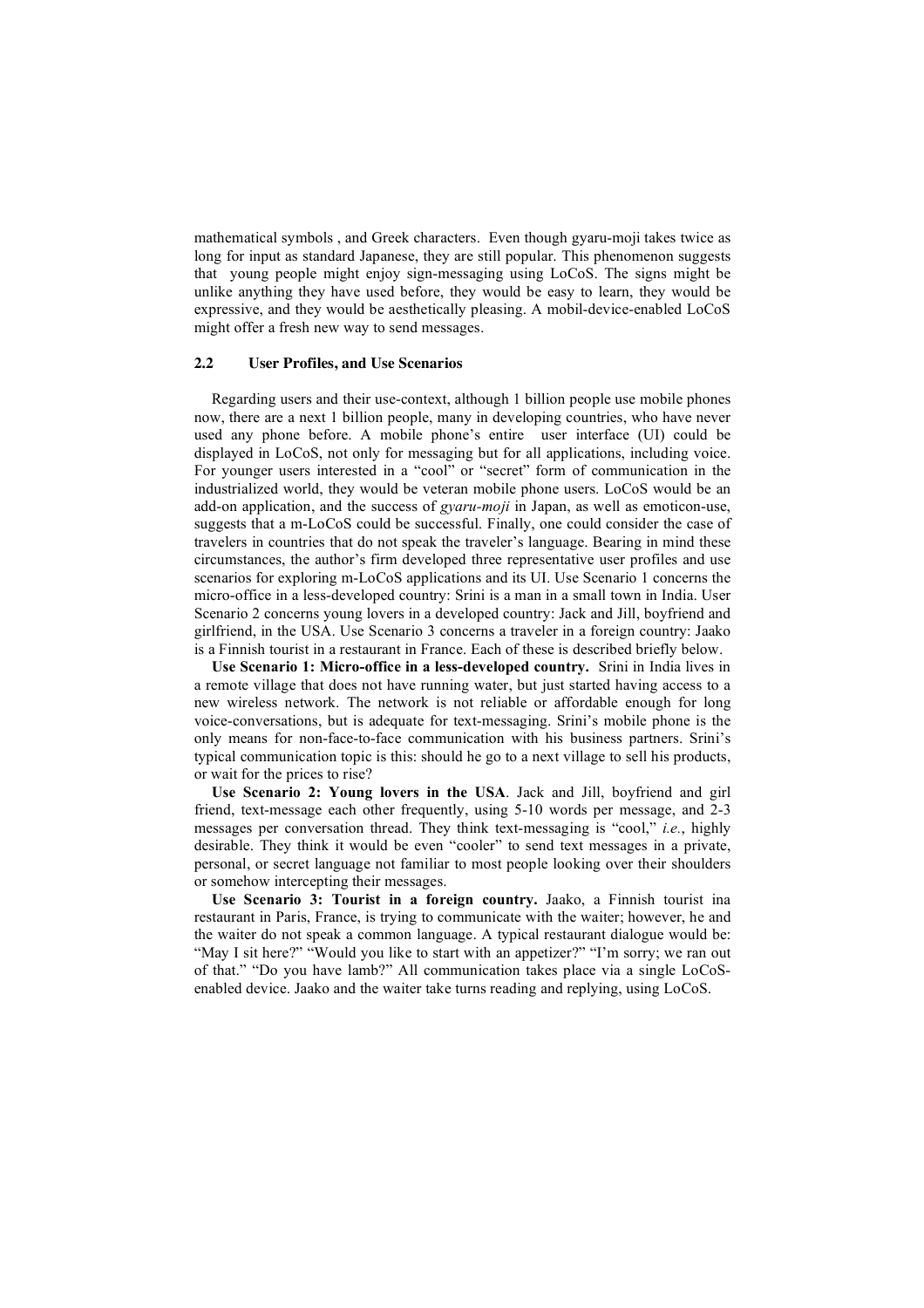mathematical symbols , and Greek characters. Even though gyaru-moji takes twice as long for input as standard Japanese, they are still popular. This phenomenon suggests that young people might enjoy sign-messaging using LoCoS. The signs might be unlike anything they have used before, they would be easy to learn, they would be expressive, and they would be aesthetically pleasing. A mobil-device-enabled LoCoS might offer a fresh new way to send messages.

### 2.2 User Profiles, and Use Scenarios

Regarding users and their use-context, although 1 billion people use mobile phones now, there are a next 1 billion people, many in developing countries, who have never used any phone before. A mobile phone's entire user interface (UI) could be displayed in LoCoS, not only for messaging but for all applications, including voice. For younger users interested in a "cool" or "secret" form of communication in the industrialized world, they would be veteran mobile phone users. LoCoS would be an add-on application, and the success of *gyaru-moji* in Japan, as well as emoticon-use, suggests that a m-LoCoS could be successful. Finally, one could consider the case of travelers in countries that do not speak the traveler's language. Bearing in mind these circumstances, the author's firm developed three representative user profiles and use scenarios for exploring m-LoCoS applications and its UI. Use Scenario 1 concerns the micro-office in a less-developed country: Srini is a man in a small town in India. User Scenario 2 concerns young lovers in a developed country: Jack and Jill, boyfriend and girlfriend, in the USA. Use Scenario 3 concerns a traveler in a foreign country: Jaako is a Finnish tourist in a restaurant in France. Each of these is described briefly below.

**Use Scenario 1: Micro-office in a less-developed country.** Srini in India lives in a remote village that does not have running water, but just started having access to a new wireless network. The network is not reliable or affordable enough for long voice-conversations, but is adequate for text-messaging. Srini's mobile phone is the only means for non-face-to-face communication with his business partners. Srini's typical communication topic is this: should he go to a next village to sell his products, or wait for the prices to rise?

**Use Scenario 2: Young lovers in the USA**. Jack and Jill, boyfriend and girl friend, text-message each other frequently, using 5-10 words per message, and 2-3 messages per conversation thread. They think text-messaging is "cool," *i.e.*, highly desirable. They think it would be even "cooler" to send text messages in a private, personal, or secret language not familiar to most people looking over their shoulders or somehow intercepting their messages.

**Use Scenario 3: Tourist in a foreign country.** Jaako, a Finnish tourist ina restaurant in Paris, France, is trying to communicate with the waiter; however, he and the waiter do not speak a common language. A typical restaurant dialogue would be: "May I sit here?" "Would you like to start with an appetizer?" "I'm sorry; we ran out of that." "Do you have lamb?" All communication takes place via a single LoCoS-enabled device. Jaako and the waiter take turns reading and replying, using LoCoS.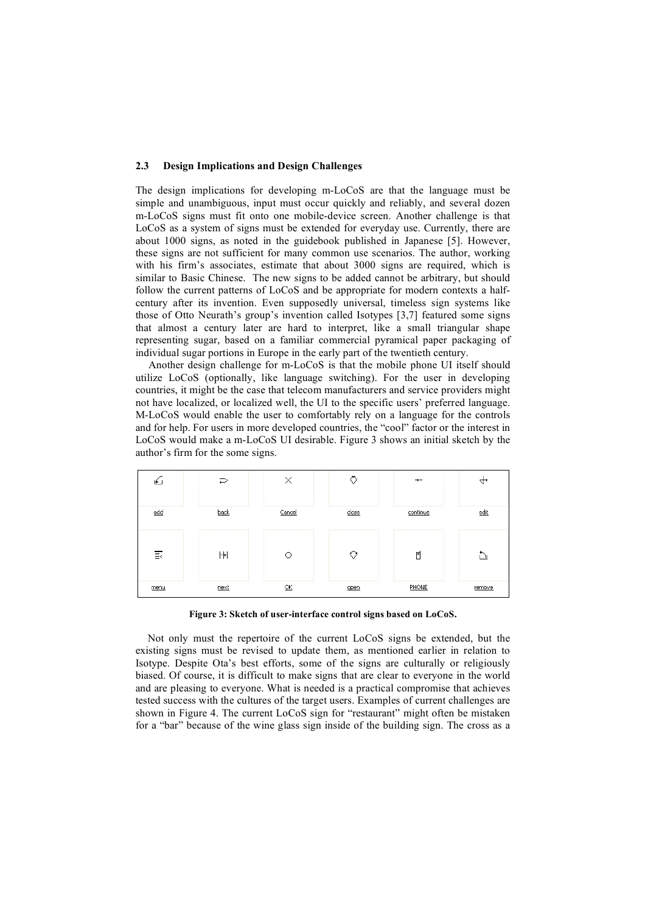### 2.3 Design Implications and Design Challenges

The design implications for developing m-LoCoS are that the language must be simple and unambiguous, input must occur quickly and reliably, and several dozen m-LoCoS signs must fit onto one mobile-device screen. Another challenge is that LoCoS as a system of signs must be extended for everyday use. Currently, there are about 1000 signs, as noted in the guidebook published in Japanese [5]. However, these signs are not sufficient for many common use scenarios. The author, working with his firm's associates, estimate that about 3000 signs are required, which is similar to Basic Chinese. The new signs to be added cannot be arbitrary, but should follow the current patterns of LoCoS and be appropriate for modern contexts a half-century after its invention. Even supposedly universal, timeless sign systems like those of Otto Neurath's group's invention called Isotypes [3,7] featured some signs that almost a century later are hard to interpret, like a small triangular shape representing sugar, based on a familiar commercial pyramical paper packaging of individual sugar portions in Europe in the early part of the twentieth century.

Another design challenge for m-LoCoS is that the mobile phone UI itself should utilize LoCoS (optionally, like language switching). For the user in developing countries, it might be the case that telecom manufacturers and service providers might not have localized, or localized well, the UI to the specific users' preferred language. M-LoCoS would enable the user to comfortably rely on a language for the controls and for help. For users in more developed countries, the "cool" factor or the interest in LoCoS would make a m-LoCoS UI desirable. Figure 3 shows an initial sketch by the author's firm for the some signs.

add
back
Cancel
close
continue
edit
menu
next
OK
open
PHONE
remove

**Figure 3: Sketch of user-interface control signs based on LoCoS.**

Not only must the repertoire of the current LoCoS signs be extended, but the existing signs must be revised to update them, as mentioned earlier in relation to Isotype. Despite Ota's best efforts, some of the signs are culturally or religiously biased. Of course, it is difficult to make signs that are clear to everyone in the world and are pleasing to everyone. What is needed is a practical compromise that achieves tested success with the cultures of the target users. Examples of current challenges are shown in Figure 4. The current LoCoS sign for "restaurant" might often be mistaken for a "bar" because of the wine glass sign inside of the building sign. The cross as a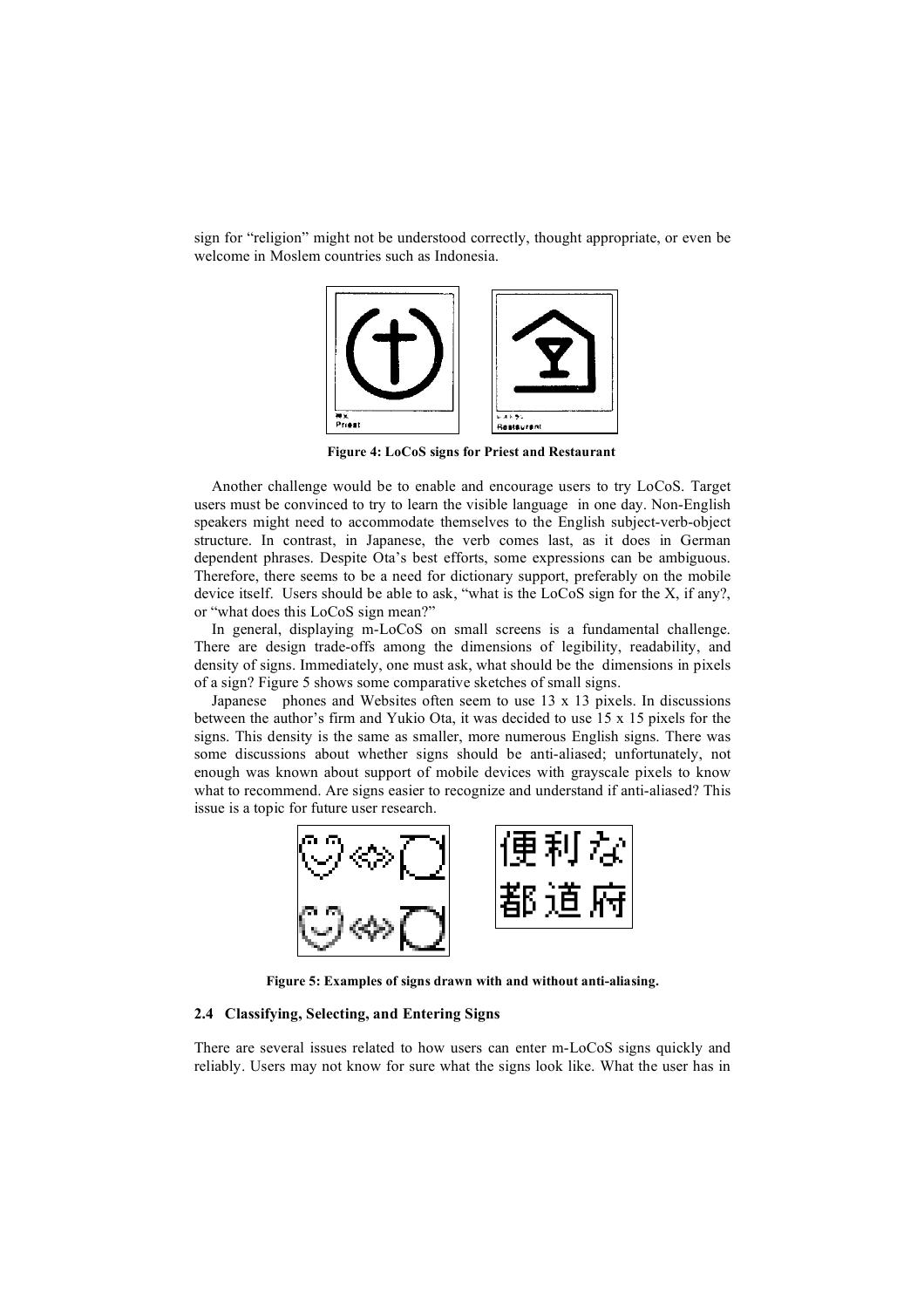sign for "religion" might not be understood correctly, thought appropriate, or even be welcome in Moslem countries such as Indonesia.

**Figure 4: LoCoS signs for Priest and Restaurant**

Another challenge would be to enable and encourage users to try LoCoS. Target users must be convinced to try to learn the visible language in one day. Non-English speakers might need to accommodate themselves to the English subject-verb-object structure. In contrast, in Japanese, the verb comes last, as it does in German dependent phrases. Despite Ota's best efforts, some expressions can be ambiguous. Therefore, there seems to be a need for dictionary support, preferably on the mobile device itself. Users should be able to ask, "what is the LoCoS sign for the X, if any?, or "what does this LoCoS sign mean?"

In general, displaying m-LoCoS on small screens is a fundamental challenge. There are design trade-offs among the dimensions of legibility, readability, and density of signs. Immediately, one must ask, what should be the dimensions in pixels of a sign? Figure 5 shows some comparative sketches of small signs.

Japanese phones and Websites often seem to use 13 x 13 pixels. In discussions between the author's firm and Yukio Ota, it was decided to use 15 x 15 pixels for the signs. This density is the same as smaller, more numerous English signs. There was some discussions about whether signs should be anti-aliased; unfortunately, not enough was known about support of mobile devices with grayscale pixels to know what to recommend. Are signs easier to recognize and understand if anti-aliased? This issue is a topic for future user research.

**Figure 5: Examples of signs drawn with and without anti-aliasing.**

### 2.4 Classifying, Selecting, and Entering Signs

There are several issues related to how users can enter m-LoCoS signs quickly and reliably. Users may not know for sure what the signs look like. What the user has in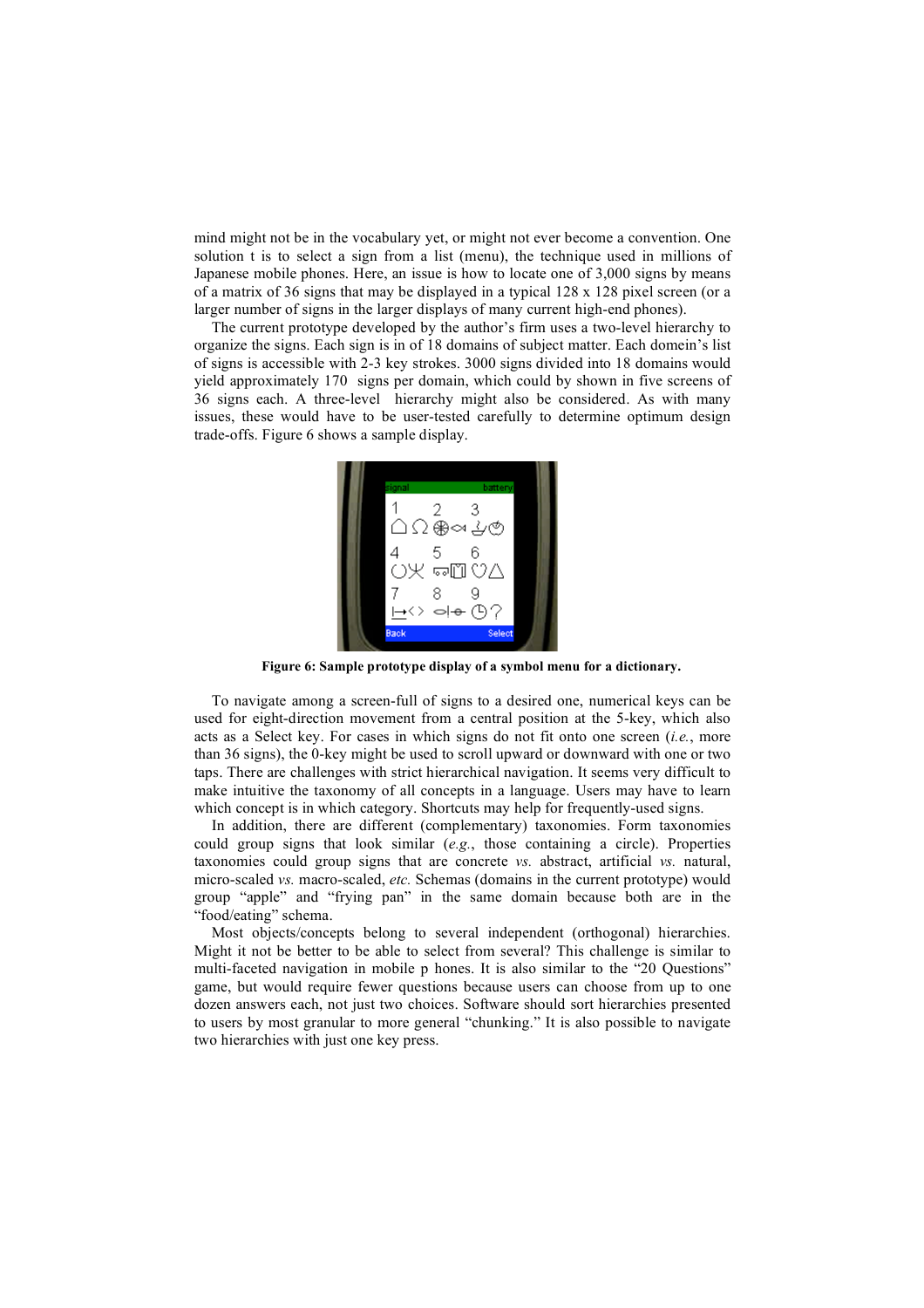mind might not be in the vocabulary yet, or might not ever become a convention. One solution t is to select a sign from a list (menu), the technique used in millions of Japanese mobile phones. Here, an issue is how to locate one of 3,000 signs by means of a matrix of 36 signs that may be displayed in a typical 128 x 128 pixel screen (or a larger number of signs in the larger displays of many current high-end phones).

The current prototype developed by the author's firm uses a two-level hierarchy to organize the signs. Each sign is in of 18 domains of subject matter. Each domain's list of signs is accessible with 2-3 key strokes. 3000 signs divided into 18 domains would yield approximately 170 signs per domain, which could by shown in five screens of 36 signs each. A three-level hierarchy might also be considered. As with many issues, these would have to be user-tested carefully to determine optimum design trade-offs. Figure 6 shows a sample display.

signal
battery
1
2
3
4
5
6
7
8
9
Back
Select

**Figure 6: Sample prototype display of a symbol menu for a dictionary.**

To navigate among a screen-full of signs to a desired one, numerical keys can be used for eight-direction movement from a central position at the 5-key, which also acts as a Select key. For cases in which signs do not fit onto one screen (*i.e.*, more than 36 signs), the 0-key might be used to scroll upward or downward with one or two taps. There are challenges with strict hierarchical navigation. It seems very difficult to make intuitive the taxonomy of all concepts in a language. Users may have to learn which concept is in which category. Shortcuts may help for frequently-used signs.

In addition, there are different (complementary) taxonomies. Form taxonomies could group signs that look similar (*e.g.*, those containing a circle). Properties taxonomies could group signs that are concrete *vs.* abstract, artificial *vs.* natural, micro-scaled *vs.* macro-scaled, *etc.* Schemas (domains in the current prototype) would group "apple" and "frying pan" in the same domain because both are in the "food/eating" schema.

Most objects/concepts belong to several independent (orthogonal) hierarchies. Might it not be better to be able to select from several? This challenge is similar to multi-faceted navigation in mobile p hones. It is also similar to the "20 Questions" game, but would require fewer questions because users can choose from up to one dozen answers each, not just two choices. Software should sort hierarchies presented to users by most granular to more general "chunking." It is also possible to navigate two hierarchies with just one key press.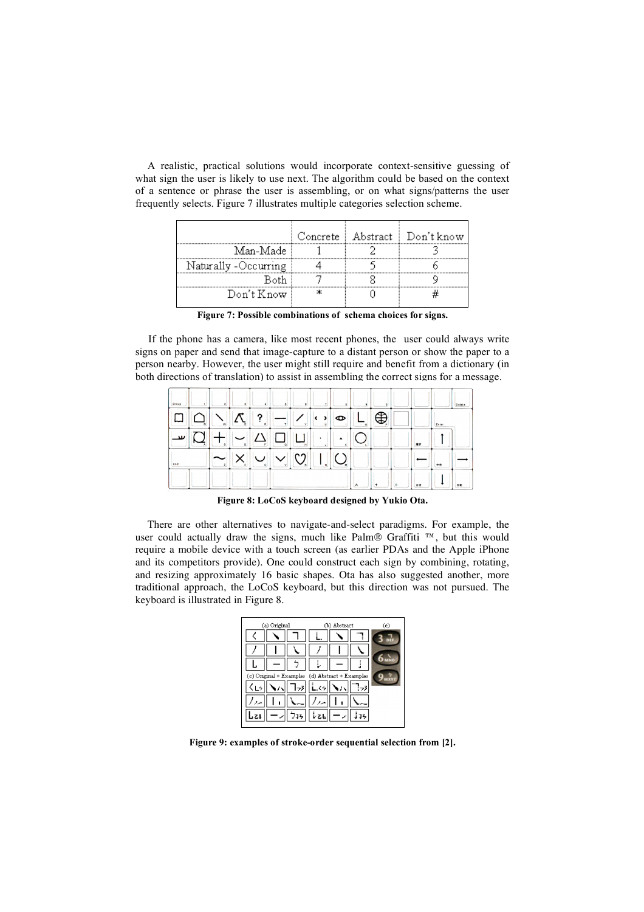A realistic, practical solutions would incorporate context-sensitive guessing of what sign the user is likely to use next. The algorithm could be based on the context of a sentence or phrase the user is assembling, or on what signs/patterns the user frequently selects. Figure 7 illustrates multiple categories selection scheme.

| | Concrete | Abstract | Don't know |
|---|---|---|---|
| Man-Made | 1 | 2 | 3 |
| Naturally -Occurring | 4 | 5 | 6 |
| Both | 7 | 8 | 9 |
| Don't Know | * | 0 | # |

**Figure 7: Possible combinations of schema choices for signs.**

If the phone has a camera, like most recent phones, the user could always write signs on paper and send that image-capture to a distant person or show the paper to a person nearby. However, the user might still require and benefit from a dictionary (in both directions of translation) to assist in assembling the correct signs for a message.

**Figure 8: LoCoS keyboard designed by Yukio Ota.**

There are other alternatives to navigate-and-select paradigms. For example, the user could actually draw the signs, much like Palm® Graffiti ™, but this would require a mobile device with a touch screen (as earlier PDAs and the Apple iPhone and its competitors provide). One could construct each sign by combining, rotating, and resizing approximately 16 basic shapes. Ota has also suggested another, more traditional approach, the LoCoS keyboard, but this direction was not pursued. The keyboard is illustrated in Figure 8.

**Figure 9: examples of stroke-order sequential selection from [2].**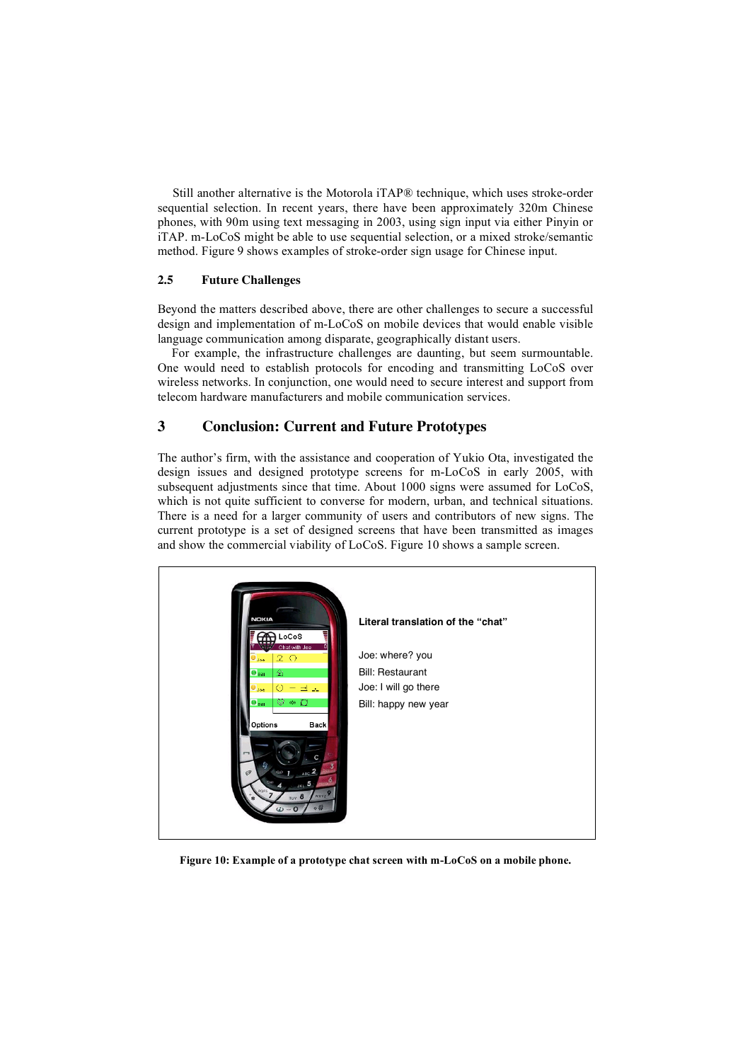Still another alternative is the Motorola iTAP® technique, which uses stroke-order sequential selection. In recent years, there have been approximately 320m Chinese phones, with 90m using text messaging in 2003, using sign input via either Pinyin or iTAP. m-LoCoS might be able to use sequential selection, or a mixed stroke/semantic method. Figure 9 shows examples of stroke-order sign usage for Chinese input.

### 2.5 Future Challenges

Beyond the matters described above, there are other challenges to secure a successful design and implementation of m-LoCoS on mobile devices that would enable visible language communication among disparate, geographically distant users.

For example, the infrastructure challenges are daunting, but seem surmountable. One would need to establish protocols for encoding and transmitting LoCoS over wireless networks. In conjunction, one would need to secure interest and support from telecom hardware manufacturers and mobile communication services.

## 3 Conclusion: Current and Future Prototypes

The author's firm, with the assistance and cooperation of Yukio Ota, investigated the design issues and designed prototype screens for m-LoCoS in early 2005, with subsequent adjustments since that time. About 1000 signs were assumed for LoCoS, which is not quite sufficient to converse for modern, urban, and technical situations. There is a need for a larger community of users and contributors of new signs. The current prototype is a set of designed screens that have been transmitted as images and show the commercial viability of LoCoS. Figure 10 shows a sample screen.

**Literal translation of the "chat"**

Joe: where? you
Bill: Restaurant
Joe: I will go there
Bill: happy new year

**Figure 10: Example of a prototype chat screen with m-LoCoS on a mobile phone.**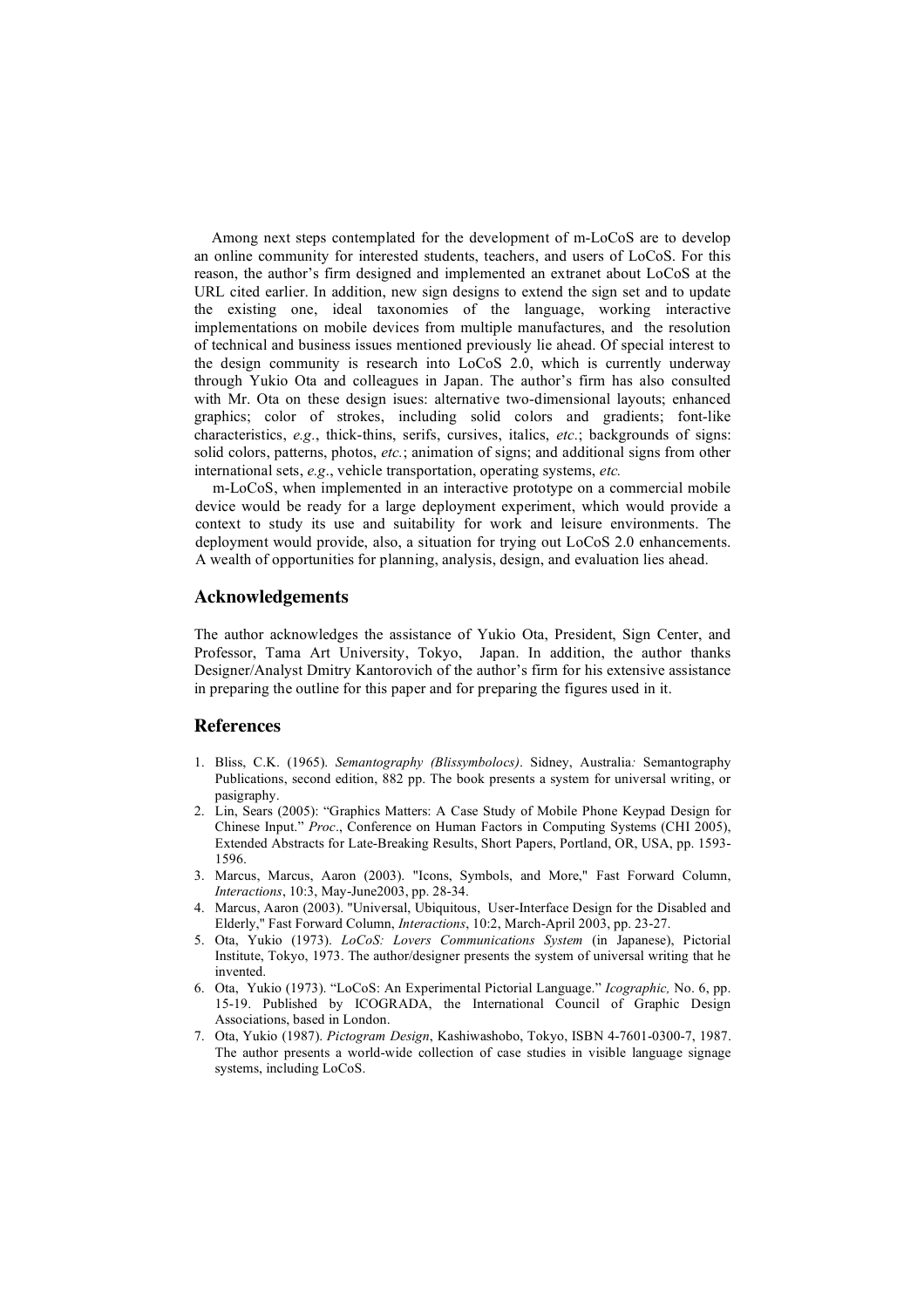Among next steps contemplated for the development of m-LoCoS are to develop an online community for interested students, teachers, and users of LoCoS. For this reason, the author's firm designed and implemented an extranet about LoCoS at the URL cited earlier. In addition, new sign designs to extend the sign set and to update the existing one, ideal taxonomies of the language, working interactive implementations on mobile devices from multiple manufactures, and the resolution of technical and business issues mentioned previously lie ahead. Of special interest to the design community is research into LoCoS 2.0, which is currently underway through Yukio Ota and colleagues in Japan. The author's firm has also consulted with Mr. Ota on these design isues: alternative two-dimensional layouts; enhanced graphics; color of strokes, including solid colors and gradients; font-like characteristics, *e.g.*, thick-thins, serifs, cursives, italics, *etc.*; backgrounds of signs: solid colors, patterns, photos, *etc.*; animation of signs; and additional signs from other international sets, *e.g*., vehicle transportation, operating systems, *etc.*

m-LoCoS, when implemented in an interactive prototype on a commercial mobile device would be ready for a large deployment experiment, which would provide a context to study its use and suitability for work and leisure environments. The deployment would provide, also, a situation for trying out LoCoS 2.0 enhancements. A wealth of opportunities for planning, analysis, design, and evaluation lies ahead.

## Acknowledgements

The author acknowledges the assistance of Yukio Ota, President, Sign Center, and Professor, Tama Art University, Tokyo, Japan. In addition, the author thanks Designer/Analyst Dmitry Kantorovich of the author's firm for his extensive assistance in preparing the outline for this paper and for preparing the figures used in it.

## References

1. Bliss, C.K. (1965). *Semantography (Blissymbolocs)*. Sidney, Australia*:* Semantography Publications, second edition, 882 pp. The book presents a system for universal writing, or pasigraphy.
2. Lin, Sears (2005): "Graphics Matters: A Case Study of Mobile Phone Keypad Design for Chinese Input." *Proc*., Conference on Human Factors in Computing Systems (CHI 2005), Extended Abstracts for Late-Breaking Results, Short Papers, Portland, OR, USA, pp. 1593-1596.
3. Marcus, Marcus, Aaron (2003). "Icons, Symbols, and More," Fast Forward Column, *Interactions*, 10:3, May-June2003, pp. 28-34.
4. Marcus, Aaron (2003). "Universal, Ubiquitous, User-Interface Design for the Disabled and Elderly," Fast Forward Column, *Interactions*, 10:2, March-April 2003, pp. 23-27.
5. Ota, Yukio (1973). *LoCoS: Lovers Communications System* (in Japanese), Pictorial Institute, Tokyo, 1973. The author/designer presents the system of universal writing that he invented.
6. Ota, Yukio (1973). "LoCoS: An Experimental Pictorial Language." *Icographic,* No. 6, pp. 15-19. Published by ICOGRADA, the International Council of Graphic Design Associations, based in London.
7. Ota, Yukio (1987). *Pictogram Design*, Kashiwashobo, Tokyo, ISBN 4-7601-0300-7, 1987. The author presents a world-wide collection of case studies in visible language signage systems, including LoCoS.